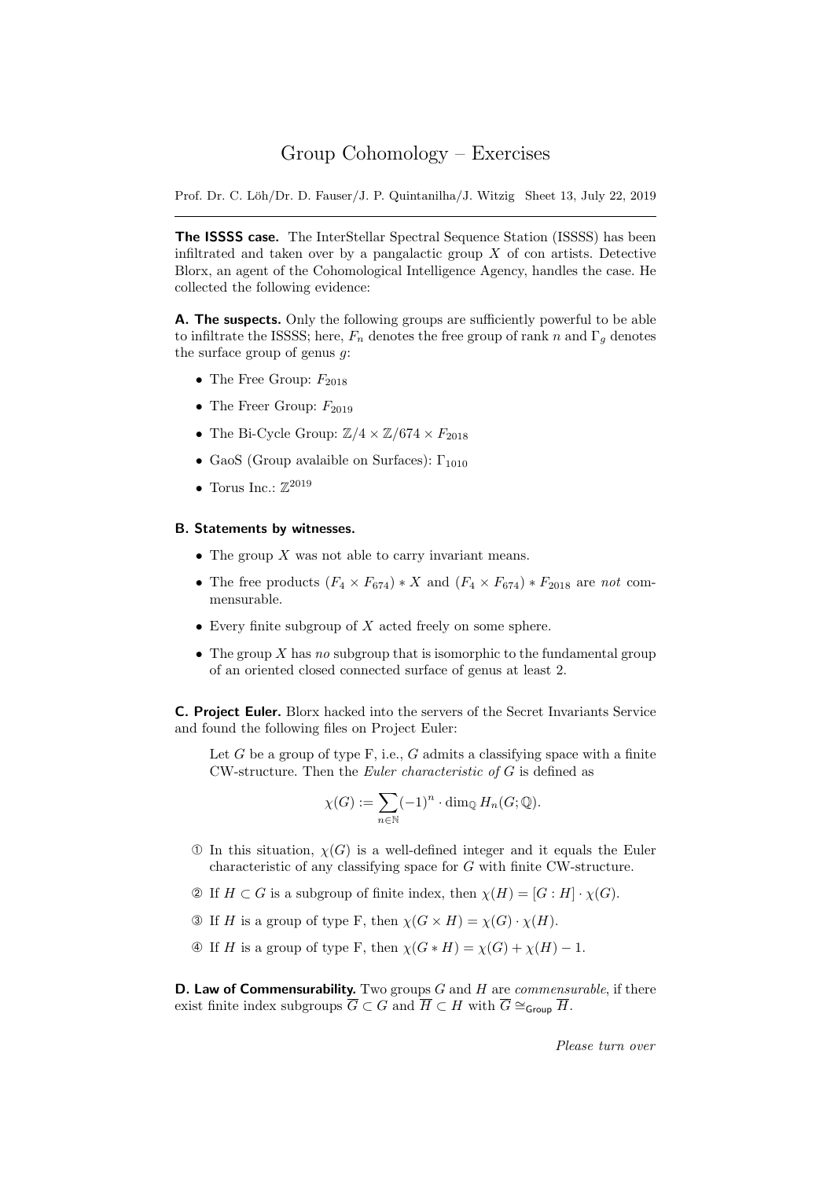# Group Cohomology – Exercises

Prof. Dr. C. Löh/Dr. D. Fauser/J. P. Quintanilha/J. Witzig Sheet 13, July 22, 2019

---

**The ISSSS case.** The InterStellar Spectral Sequence Station (ISSSS) has been infiltrated and taken over by a pangalactic group $X$ of con artists. Detective Blorx, an agent of the Cohomological Intelligence Agency, handles the case. He collected the following evidence:

**A. The suspects.** Only the following groups are sufficiently powerful to be able to infiltrate the ISSSS; here, $F_n$ denotes the free group of rank $n$ and $\Gamma_g$ denotes the surface group of genus $g$:

- The Free Group: $F_{2018}$
- The Freer Group: $F_{2019}$
- The Bi-Cycle Group: $\mathbb{Z}/4 \times \mathbb{Z}/674 \times F_{2018}$
- GaoS (Group avalaible on Surfaces): $\Gamma_{1010}$
- Torus Inc.: $\mathbb{Z}^{2019}$

**B. Statements by witnesses.**

- The group $X$ was not able to carry invariant means.
- The free products $(F_4 \times F_{674}) * X$ and $(F_4 \times F_{674}) * F_{2018}$ are *not* commensurable.
- Every finite subgroup of $X$ acted freely on some sphere.
- The group $X$ has *no* subgroup that is isomorphic to the fundamental group of an oriented closed connected surface of genus at least 2.

**C. Project Euler.** Blorx hacked into the servers of the Secret Invariants Service and found the following files on Project Euler:

> Let $G$ be a group of type F, i.e., $G$ admits a classifying space with a finite CW-structure. Then the *Euler characteristic of* $G$ is defined as
>
> $$\chi(G) := \sum_{n \in \mathbb{N}} (-1)^n \cdot \dim_{\mathbb{Q}} H_n(G; \mathbb{Q}).$$
>
> ① In this situation, $\chi(G)$ is a well-defined integer and it equals the Euler characteristic of any classifying space for $G$ with finite CW-structure.
>
> ② If $H \subset G$ is a subgroup of finite index, then $\chi(H) = [G : H] \cdot \chi(G)$.
>
> ③ If $H$ is a group of type F, then $\chi(G \times H) = \chi(G) \cdot \chi(H)$.
>
> ④ If $H$ is a group of type F, then $\chi(G * H) = \chi(G) + \chi(H) - 1$.

**D. Law of Commensurability.** Two groups $G$ and $H$ are *commensurable*, if there exist finite index subgroups $\overline{G} \subset G$ and $\overline{H} \subset H$ with $\overline{G} \cong_{\mathsf{Group}} \overline{H}$.

*Please turn over*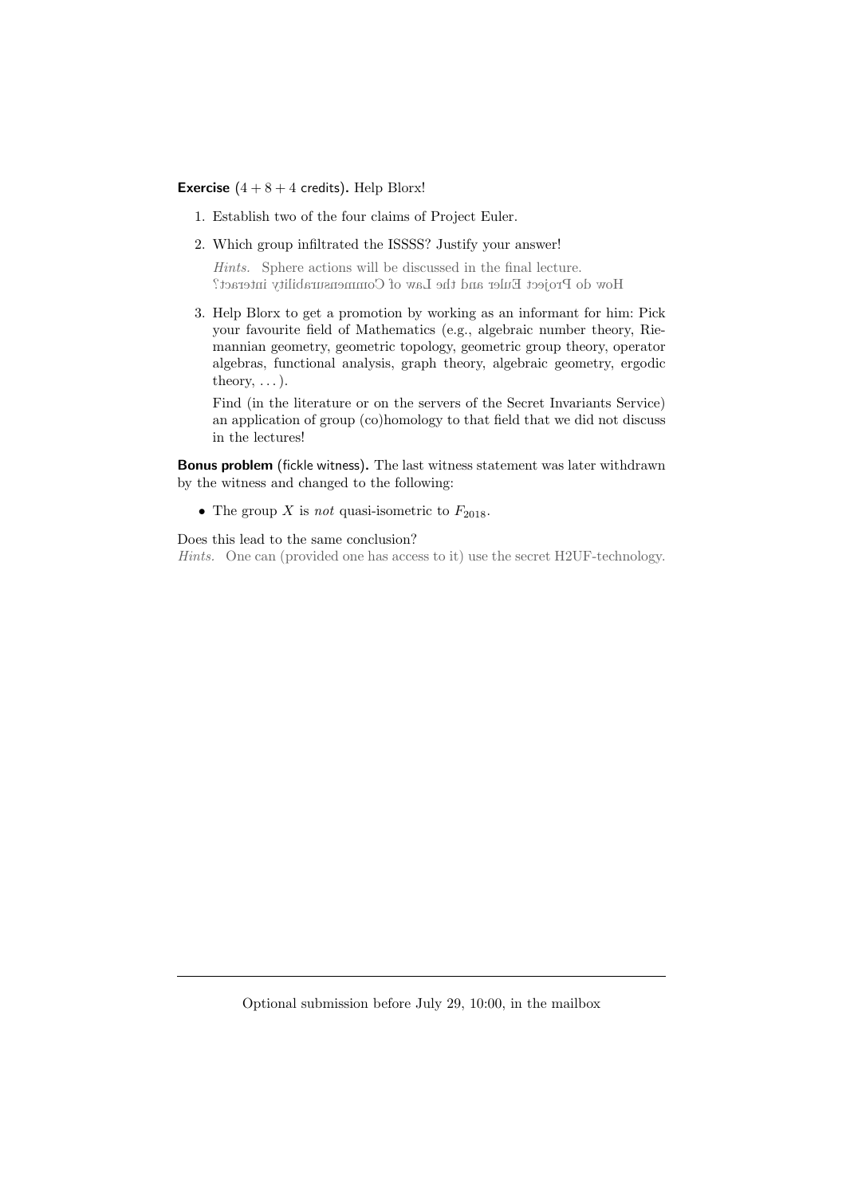**Exercise** ($4 + 8 + 4$ credits)**.** Help Blorx!

1. Establish two of the four claims of Project Euler.

2. Which group infiltrated the ISSSS? Justify your answer!

   *Hints.* Sphere actions will be discussed in the final lecture.
   How do Project Euler and the Law of Commensurability interact?

3. Help Blorx to get a promotion by working as an informant for him: Pick your favourite field of Mathematics (e.g., algebraic number theory, Riemannian geometry, geometric topology, geometric group theory, operator algebras, functional analysis, graph theory, algebraic geometry, ergodic theory, ...).

   Find (in the literature or on the servers of the Secret Invariants Service) an application of group (co)homology to that field that we did not discuss in the lectures!

**Bonus problem** (fickle witness)**.** The last witness statement was later withdrawn by the witness and changed to the following:

- The group $X$ is *not* quasi-isometric to $F_{2018}$.

Does this lead to the same conclusion?
*Hints.* One can (provided one has access to it) use the secret H2UF-technology.

---

Optional submission before July 29, 10:00, in the mailbox